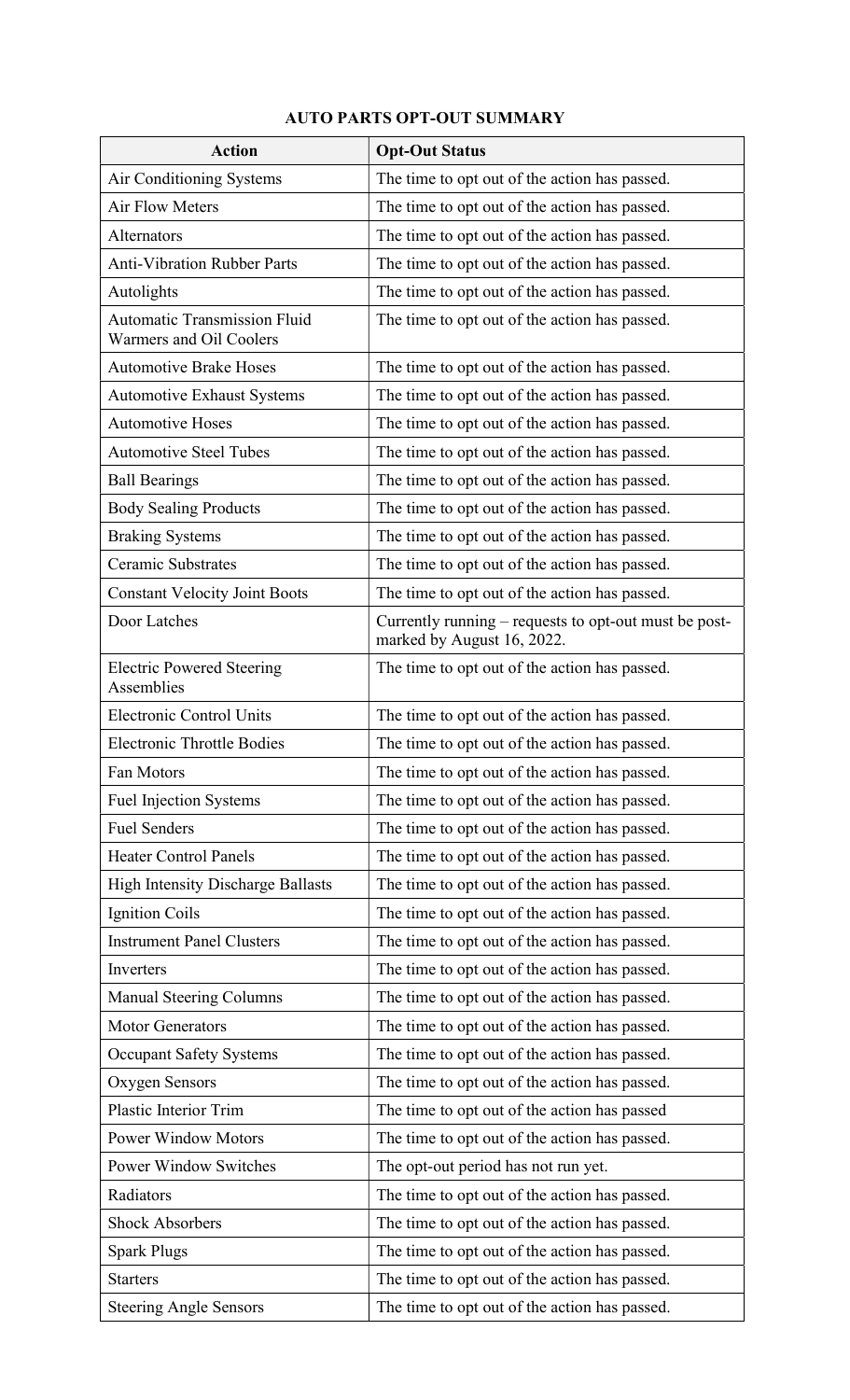# AUTO PARTS OPT-OUT SUMMARY

| Action | Opt-Out Status |
|---|---|
| Air Conditioning Systems | The time to opt out of the action has passed. |
| Air Flow Meters | The time to opt out of the action has passed. |
| Alternators | The time to opt out of the action has passed. |
| Anti-Vibration Rubber Parts | The time to opt out of the action has passed. |
| Autolights | The time to opt out of the action has passed. |
| Automatic Transmission Fluid Warmers and Oil Coolers | The time to opt out of the action has passed. |
| Automotive Brake Hoses | The time to opt out of the action has passed. |
| Automotive Exhaust Systems | The time to opt out of the action has passed. |
| Automotive Hoses | The time to opt out of the action has passed. |
| Automotive Steel Tubes | The time to opt out of the action has passed. |
| Ball Bearings | The time to opt out of the action has passed. |
| Body Sealing Products | The time to opt out of the action has passed. |
| Braking Systems | The time to opt out of the action has passed. |
| Ceramic Substrates | The time to opt out of the action has passed. |
| Constant Velocity Joint Boots | The time to opt out of the action has passed. |
| Door Latches | Currently running – requests to opt-out must be post-marked by August 16, 2022. |
| Electric Powered Steering Assemblies | The time to opt out of the action has passed. |
| Electronic Control Units | The time to opt out of the action has passed. |
| Electronic Throttle Bodies | The time to opt out of the action has passed. |
| Fan Motors | The time to opt out of the action has passed. |
| Fuel Injection Systems | The time to opt out of the action has passed. |
| Fuel Senders | The time to opt out of the action has passed. |
| Heater Control Panels | The time to opt out of the action has passed. |
| High Intensity Discharge Ballasts | The time to opt out of the action has passed. |
| Ignition Coils | The time to opt out of the action has passed. |
| Instrument Panel Clusters | The time to opt out of the action has passed. |
| Inverters | The time to opt out of the action has passed. |
| Manual Steering Columns | The time to opt out of the action has passed. |
| Motor Generators | The time to opt out of the action has passed. |
| Occupant Safety Systems | The time to opt out of the action has passed. |
| Oxygen Sensors | The time to opt out of the action has passed. |
| Plastic Interior Trim | The time to opt out of the action has passed |
| Power Window Motors | The time to opt out of the action has passed. |
| Power Window Switches | The opt-out period has not run yet. |
| Radiators | The time to opt out of the action has passed. |
| Shock Absorbers | The time to opt out of the action has passed. |
| Spark Plugs | The time to opt out of the action has passed. |
| Starters | The time to opt out of the action has passed. |
| Steering Angle Sensors | The time to opt out of the action has passed. |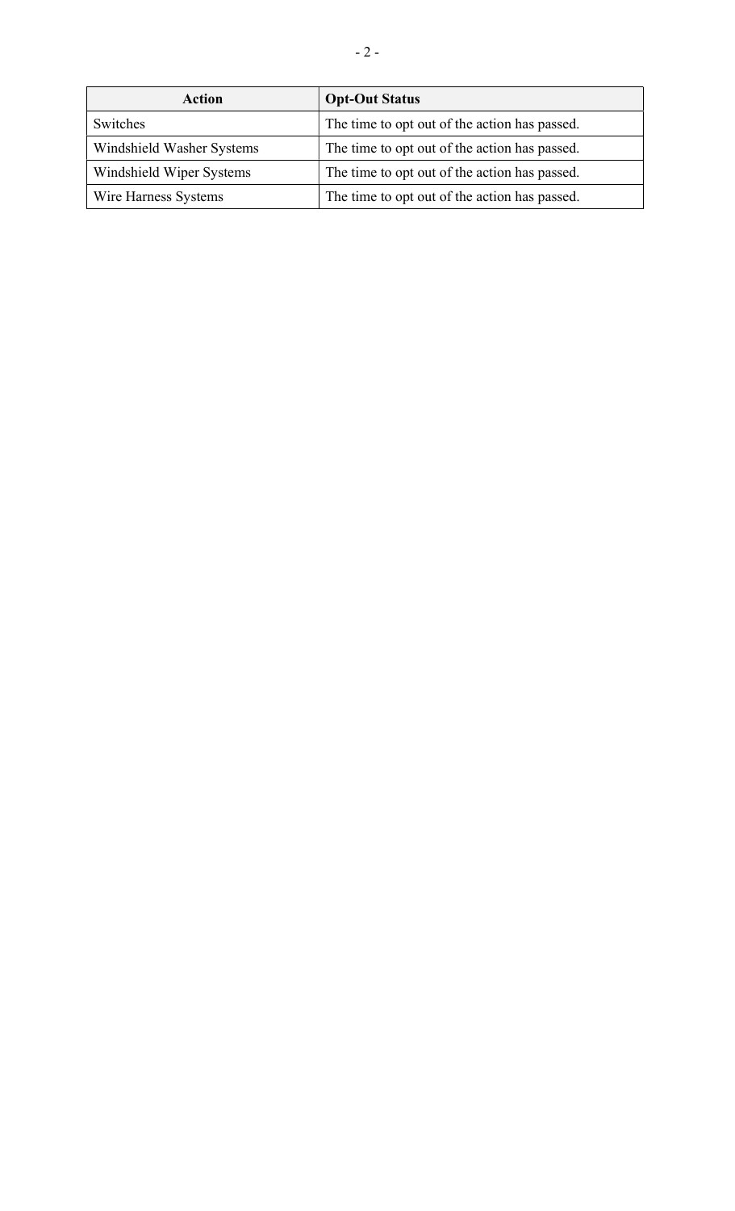| Action | Opt-Out Status |
|---|---|
| Switches | The time to opt out of the action has passed. |
| Windshield Washer Systems | The time to opt out of the action has passed. |
| Windshield Wiper Systems | The time to opt out of the action has passed. |
| Wire Harness Systems | The time to opt out of the action has passed. |